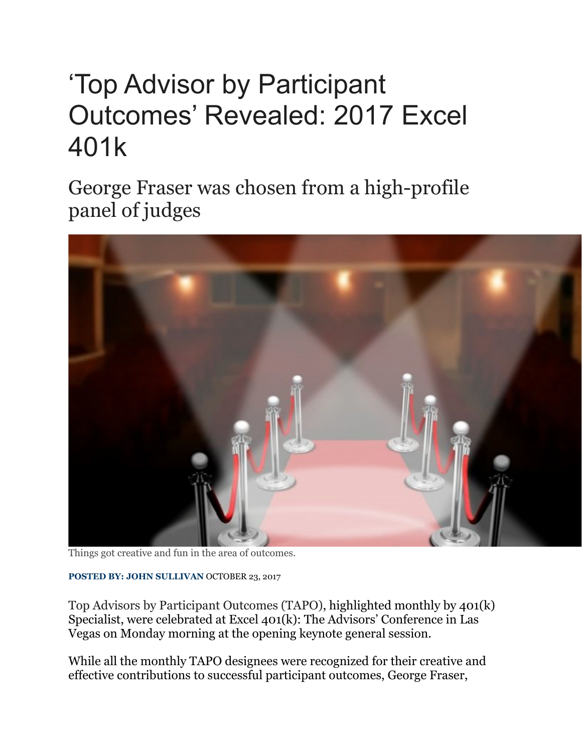# ‘Top Advisor by Participant Outcomes’ Revealed: 2017 Excel 401k

## George Fraser was chosen from a high-profile panel of judges

Things got creative and fun in the area of outcomes.

**POSTED BY: JOHN SULLIVAN** OCTOBER 23, 2017

Top Advisors by Participant Outcomes (TAPO), highlighted monthly by 401(k) Specialist, were celebrated at Excel 401(k): The Advisors’ Conference in Las Vegas on Monday morning at the opening keynote general session.

While all the monthly TAPO designees were recognized for their creative and effective contributions to successful participant outcomes, George Fraser,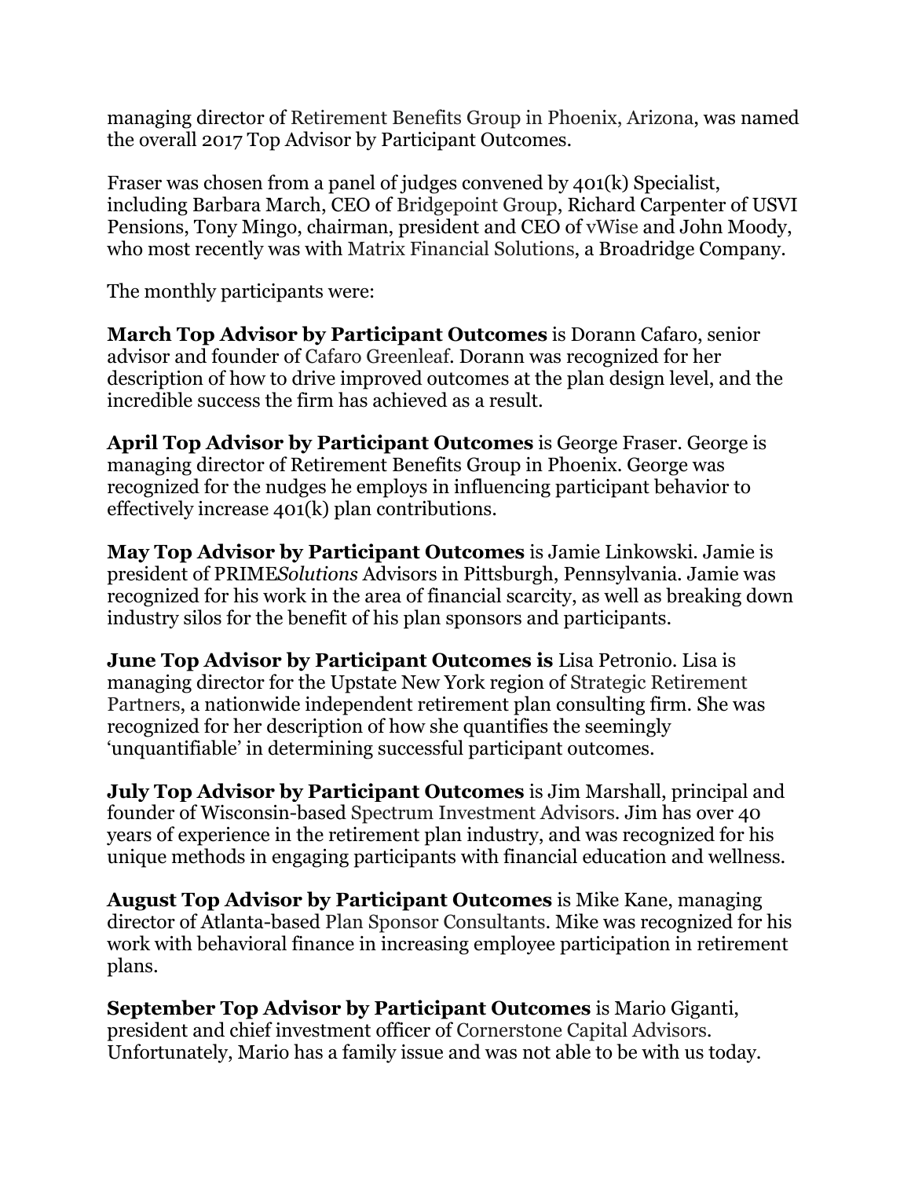managing director of Retirement Benefits Group in Phoenix, Arizona, was named the overall 2017 Top Advisor by Participant Outcomes.

Fraser was chosen from a panel of judges convened by 401(k) Specialist, including Barbara March, CEO of Bridgepoint Group, Richard Carpenter of USVI Pensions, Tony Mingo, chairman, president and CEO of vWise and John Moody, who most recently was with Matrix Financial Solutions, a Broadridge Company.

The monthly participants were:

**March Top Advisor by Participant Outcomes** is Dorann Cafaro, senior advisor and founder of Cafaro Greenleaf. Dorann was recognized for her description of how to drive improved outcomes at the plan design level, and the incredible success the firm has achieved as a result.

**April Top Advisor by Participant Outcomes** is George Fraser. George is managing director of Retirement Benefits Group in Phoenix. George was recognized for the nudges he employs in influencing participant behavior to effectively increase 401(k) plan contributions.

**May Top Advisor by Participant Outcomes** is Jamie Linkowski. Jamie is president of PRIME*Solutions* Advisors in Pittsburgh, Pennsylvania. Jamie was recognized for his work in the area of financial scarcity, as well as breaking down industry silos for the benefit of his plan sponsors and participants.

**June Top Advisor by Participant Outcomes is** Lisa Petronio. Lisa is managing director for the Upstate New York region of Strategic Retirement Partners, a nationwide independent retirement plan consulting firm. She was recognized for her description of how she quantifies the seemingly 'unquantifiable' in determining successful participant outcomes.

**July Top Advisor by Participant Outcomes** is Jim Marshall, principal and founder of Wisconsin-based Spectrum Investment Advisors. Jim has over 40 years of experience in the retirement plan industry, and was recognized for his unique methods in engaging participants with financial education and wellness.

**August Top Advisor by Participant Outcomes** is Mike Kane, managing director of Atlanta-based Plan Sponsor Consultants. Mike was recognized for his work with behavioral finance in increasing employee participation in retirement plans.

**September Top Advisor by Participant Outcomes** is Mario Giganti, president and chief investment officer of Cornerstone Capital Advisors. Unfortunately, Mario has a family issue and was not able to be with us today.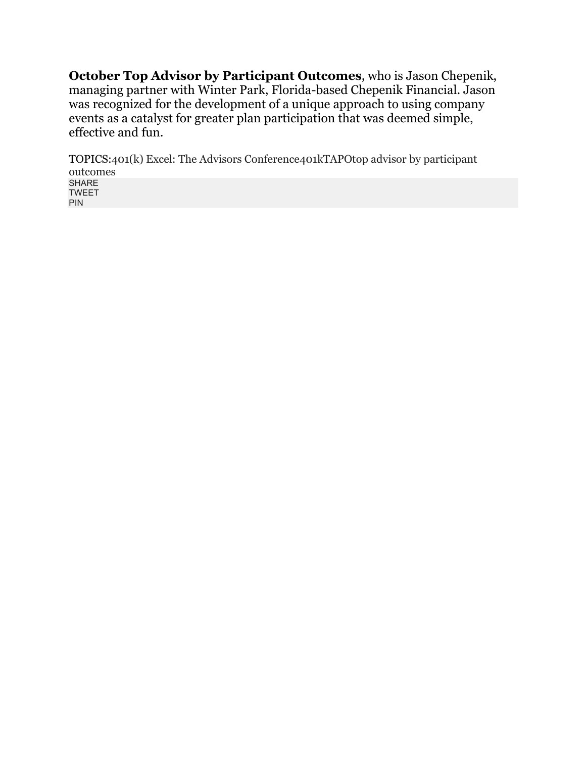**October Top Advisor by Participant Outcomes**, who is Jason Chepenik, managing partner with Winter Park, Florida-based Chepenik Financial. Jason was recognized for the development of a unique approach to using company events as a catalyst for greater plan participation that was deemed simple, effective and fun.

TOPICS:401(k) Excel: The Advisors Conference401kTAPOtop advisor by participant outcomes

SHARE
TWEET
PIN